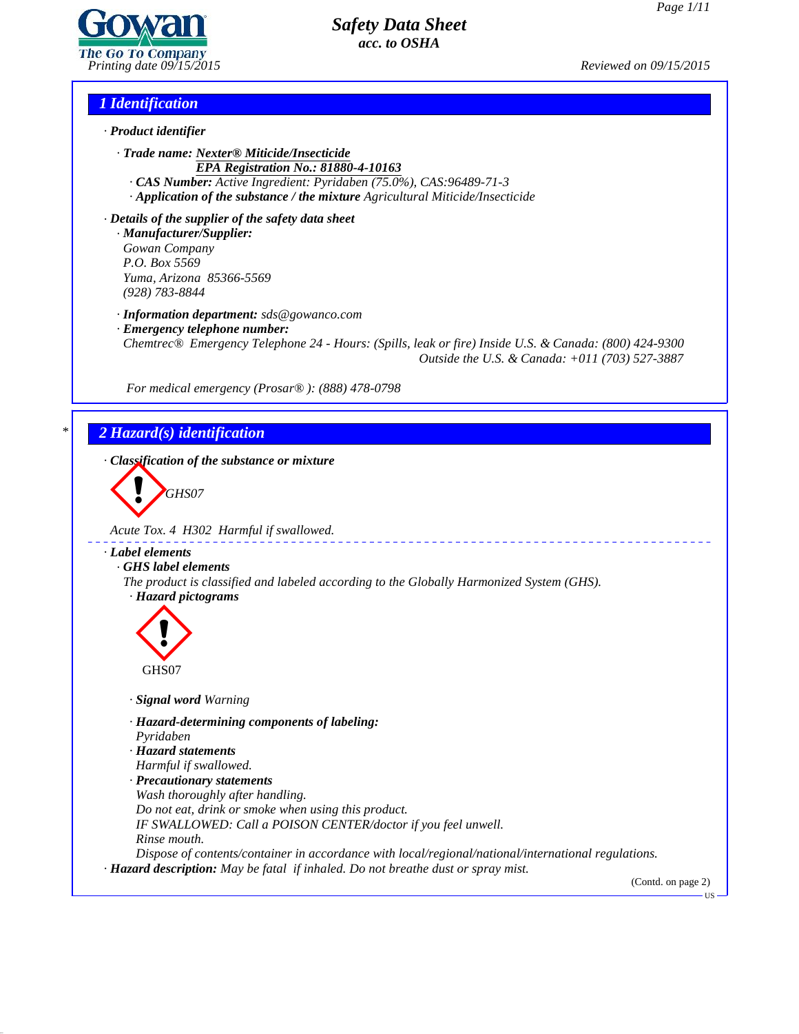# Safety Data Sheet
*acc. to OSHA*

Printing date 09/15/2015 Reviewed on 09/15/2015

## 1 Identification

· **Product identifier**

· **Trade name:** **Nexter® Miticide/Insecticide**
**EPA Registration No.: 81880-4-10163**
· **CAS Number:** Active Ingredient: Pyridaben (75.0%), CAS:96489-71-3
· **Application of the substance / the mixture** Agricultural Miticide/Insecticide

· **Details of the supplier of the safety data sheet**
· **Manufacturer/Supplier:**
Gowan Company
P.O. Box 5569
Yuma, Arizona 85366-5569
(928) 783-8844

· **Information department:** sds@gowanco.com
· **Emergency telephone number:**
Chemtrec® Emergency Telephone 24 - Hours: (Spills, leak or fire) Inside U.S. & Canada: (800) 424-9300
Outside the U.S. & Canada: +011 (703) 527-3887

For medical emergency (Prosar® ): (888) 478-0798

## * 2 Hazard(s) identification

· **Classification of the substance or mixture**

GHS07

Acute Tox. 4 H302 Harmful if swallowed.

· **Label elements**
· **GHS label elements**
The product is classified and labeled according to the Globally Harmonized System (GHS).
· **Hazard pictograms**

GHS07

· **Signal word** Warning

· **Hazard-determining components of labeling:**
Pyridaben
· **Hazard statements**
Harmful if swallowed.
· **Precautionary statements**
Wash thoroughly after handling.
Do not eat, drink or smoke when using this product.
IF SWALLOWED: Call a POISON CENTER/doctor if you feel unwell.
Rinse mouth.
Dispose of contents/container in accordance with local/regional/national/international regulations.
· **Hazard description:** May be fatal if inhaled. Do not breathe dust or spray mist.

(Contd. on page 2)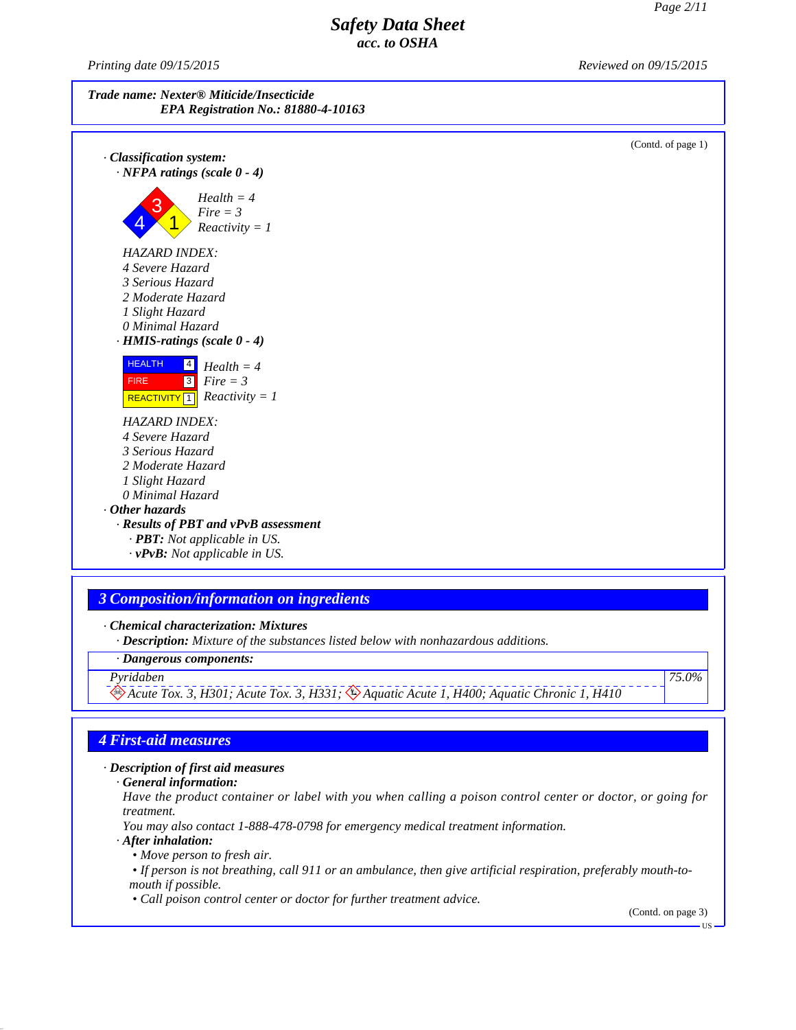**Safety Data Sheet**
**acc. to OSHA**

Printing date 09/15/2015 Reviewed on 09/15/2015

**Trade name: Nexter® Miticide/Insecticide**
**EPA Registration No.: 81880-4-10163**

(Contd. of page 1)

· **Classification system:**
· **NFPA ratings (scale 0 - 4)**

Health = 4
Fire = 3
Reactivity = 1

HAZARD INDEX:
4 Severe Hazard
3 Serious Hazard
2 Moderate Hazard
1 Slight Hazard
0 Minimal Hazard

· **HMIS-ratings (scale 0 - 4)**

| HEALTH | 4 |
|---|---|
| FIRE | 3 |
| REACTIVITY | 1 |

Health = 4
Fire = 3
Reactivity = 1

HAZARD INDEX:
4 Severe Hazard
3 Serious Hazard
2 Moderate Hazard
1 Slight Hazard
0 Minimal Hazard

· **Other hazards**
· **Results of PBT and vPvB assessment**
· **PBT:** Not applicable in US.
· **vPvB:** Not applicable in US.

## 3 Composition/information on ingredients

· **Chemical characterization: Mixtures**
· **Description:** Mixture of the substances listed below with nonhazardous additions.

| · Dangerous components: | |
|---|---|
| Pyridaben<br>Acute Tox. 3, H301; Acute Tox. 3, H331; Aquatic Acute 1, H400; Aquatic Chronic 1, H410 | 75.0% |

## 4 First-aid measures

· **Description of first aid measures**
· **General information:**
Have the product container or label with you when calling a poison control center or doctor, or going for treatment.
You may also contact 1-888-478-0798 for emergency medical treatment information.
· **After inhalation:**
• Move person to fresh air.
• If person is not breathing, call 911 or an ambulance, then give artificial respiration, preferably mouth-to-mouth if possible.
• Call poison control center or doctor for further treatment advice.

(Contd. on page 3)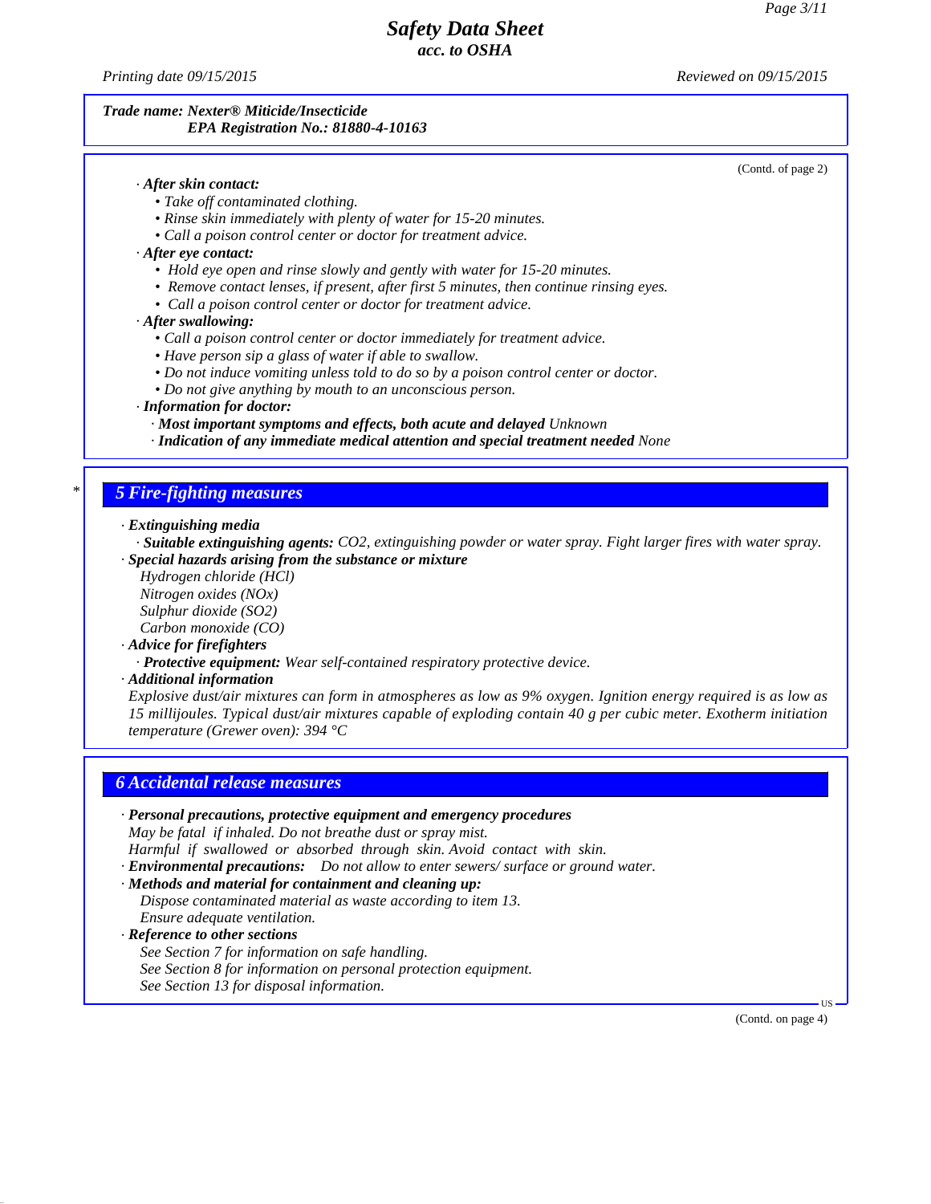**Trade name: Nexter® Miticide/Insecticide**
**EPA Registration No.: 81880-4-10163**

(Contd. of page 2)

· **After skin contact:**
- Take off contaminated clothing.
- Rinse skin immediately with plenty of water for 15-20 minutes.
- Call a poison control center or doctor for treatment advice.

· **After eye contact:**
- Hold eye open and rinse slowly and gently with water for 15-20 minutes.
- Remove contact lenses, if present, after first 5 minutes, then continue rinsing eyes.
- Call a poison control center or doctor for treatment advice.

· **After swallowing:**
- Call a poison control center or doctor immediately for treatment advice.
- Have person sip a glass of water if able to swallow.
- Do not induce vomiting unless told to do so by a poison control center or doctor.
- Do not give anything by mouth to an unconscious person.

· **Information for doctor:**
· **Most important symptoms and effects, both acute and delayed** Unknown
· **Indication of any immediate medical attention and special treatment needed** None

## 5 Fire-fighting measures

· **Extinguishing media**
· **Suitable extinguishing agents:** $CO_2$, extinguishing powder or water spray. Fight larger fires with water spray.

· **Special hazards arising from the substance or mixture**
Hydrogen chloride (HCl)
Nitrogen oxides ($NO_x$)
Sulphur dioxide ($SO_2$)
Carbon monoxide (CO)

· **Advice for firefighters**
· **Protective equipment:** Wear self-contained respiratory protective device.

· **Additional information**
Explosive dust/air mixtures can form in atmospheres as low as 9% oxygen. Ignition energy required is as low as 15 millijoules. Typical dust/air mixtures capable of exploding contain 40 g per cubic meter. Exotherm initiation temperature (Grewer oven): 394 °C

## 6 Accidental release measures

· **Personal precautions, protective equipment and emergency procedures**
May be fatal if inhaled. Do not breathe dust or spray mist.
Harmful if swallowed or absorbed through skin. Avoid contact with skin.

· **Environmental precautions:** Do not allow to enter sewers/ surface or ground water.

· **Methods and material for containment and cleaning up:**
Dispose contaminated material as waste according to item 13.
Ensure adequate ventilation.

· **Reference to other sections**
See Section 7 for information on safe handling.
See Section 8 for information on personal protection equipment.
See Section 13 for disposal information.

(Contd. on page 4)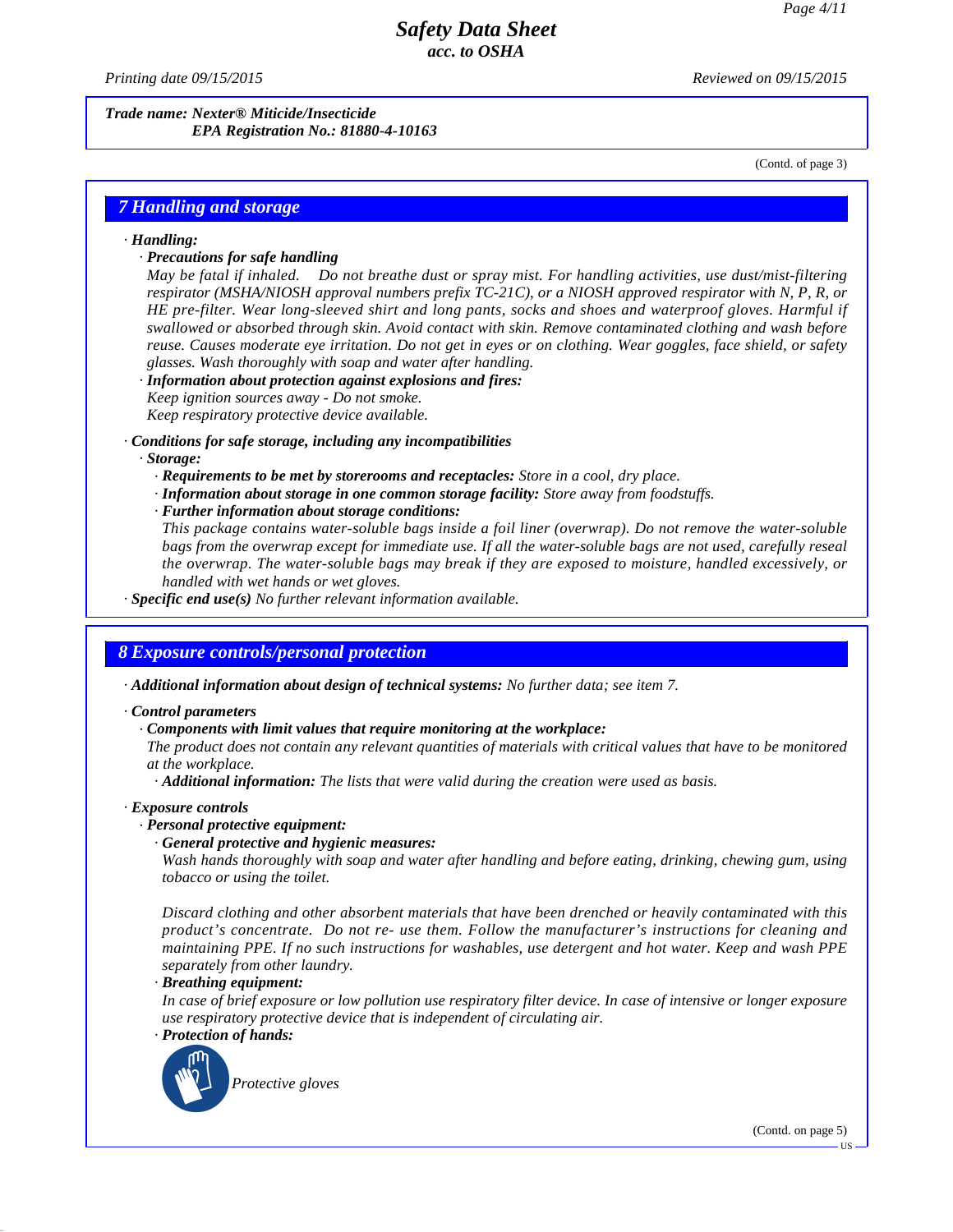**Trade name: Nexter® Miticide/Insecticide**
**EPA Registration No.: 81880-4-10163**

(Contd. of page 3)

## 7 Handling and storage

· **Handling:**
  · **Precautions for safe handling**
  May be fatal if inhaled. Do not breathe dust or spray mist. For handling activities, use dust/mist-filtering respirator (MSHA/NIOSH approval numbers prefix TC-21C), or a NIOSH approved respirator with N, P, R, or HE pre-filter. Wear long-sleeved shirt and long pants, socks and shoes and waterproof gloves. Harmful if swallowed or absorbed through skin. Avoid contact with skin. Remove contaminated clothing and wash before reuse. Causes moderate eye irritation. Do not get in eyes or on clothing. Wear goggles, face shield, or safety glasses. Wash thoroughly with soap and water after handling.
  · **Information about protection against explosions and fires:**
  Keep ignition sources away - Do not smoke.
  Keep respiratory protective device available.

· **Conditions for safe storage, including any incompatibilities**
  · **Storage:**
    · **Requirements to be met by storerooms and receptacles:** Store in a cool, dry place.
    · **Information about storage in one common storage facility:** Store away from foodstuffs.
    · **Further information about storage conditions:**
    This package contains water-soluble bags inside a foil liner (overwrap). Do not remove the water-soluble bags from the overwrap except for immediate use. If all the water-soluble bags are not used, carefully reseal the overwrap. The water-soluble bags may break if they are exposed to moisture, handled excessively, or handled with wet hands or wet gloves.
· **Specific end use(s)** No further relevant information available.

## 8 Exposure controls/personal protection

· **Additional information about design of technical systems:** No further data; see item 7.

· **Control parameters**
  · **Components with limit values that require monitoring at the workplace:**
  The product does not contain any relevant quantities of materials with critical values that have to be monitored at the workplace.
    · **Additional information:** The lists that were valid during the creation were used as basis.

· **Exposure controls**
  · **Personal protective equipment:**
    · **General protective and hygienic measures:**
    Wash hands thoroughly with soap and water after handling and before eating, drinking, chewing gum, using tobacco or using the toilet.

    Discard clothing and other absorbent materials that have been drenched or heavily contaminated with this product's concentrate. Do not re- use them. Follow the manufacturer's instructions for cleaning and maintaining PPE. If no such instructions for washables, use detergent and hot water. Keep and wash PPE separately from other laundry.
    · **Breathing equipment:**
    In case of brief exposure or low pollution use respiratory filter device. In case of intensive or longer exposure use respiratory protective device that is independent of circulating air.
    · **Protection of hands:**

    Protective gloves

(Contd. on page 5)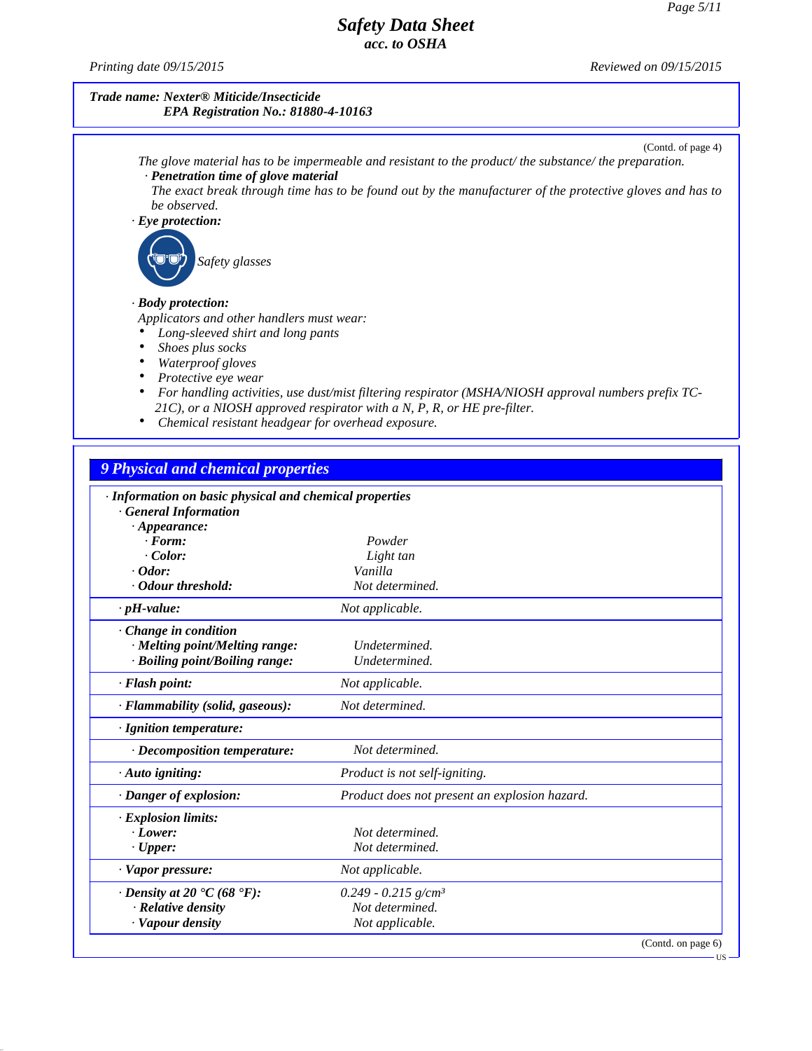**Trade name: Nexter® Miticide/Insecticide**
**EPA Registration No.: 81880-4-10163**

(Contd. of page 4)

The glove material has to be impermeable and resistant to the product/ the substance/ the preparation.

· **Penetration time of glove material**
The exact break through time has to be found out by the manufacturer of the protective gloves and has to be observed.

· **Eye protection:**

Safety glasses

· **Body protection:**
Applicators and other handlers must wear:

- Long-sleeved shirt and long pants
- Shoes plus socks
- Waterproof gloves
- Protective eye wear
- For handling activities, use dust/mist filtering respirator (MSHA/NIOSH approval numbers prefix TC-21C), or a NIOSH approved respirator with a N, P, R, or HE pre-filter.
- Chemical resistant headgear for overhead exposure.

## 9 Physical and chemical properties

· **Information on basic physical and chemical properties**

· **General Information**

| Property | Value |
|---|---|
| · **Appearance:** | |
| · **Form:** | Powder |
| · **Color:** | Light tan |
| · **Odor:** | Vanilla |
| · **Odour threshold:** | Not determined. |
| · **pH-value:** | Not applicable. |
| · **Change in condition** | |
| · **Melting point/Melting range:** | Undetermined. |
| · **Boiling point/Boiling range:** | Undetermined. |
| · **Flash point:** | Not applicable. |
| · **Flammability (solid, gaseous):** | Not determined. |
| · **Ignition temperature:** | |
| · **Decomposition temperature:** | Not determined. |
| · **Auto igniting:** | Product is not self-igniting. |
| · **Danger of explosion:** | Product does not present an explosion hazard. |
| · **Explosion limits:** | |
| · **Lower:** | Not determined. |
| · **Upper:** | Not determined. |
| · **Vapor pressure:** | Not applicable. |
| · **Density at 20 °C (68 °F):** | 0.249 - 0.215 g/cm³ |
| · **Relative density** | Not determined. |
| · **Vapour density** | Not applicable. |

(Contd. on page 6)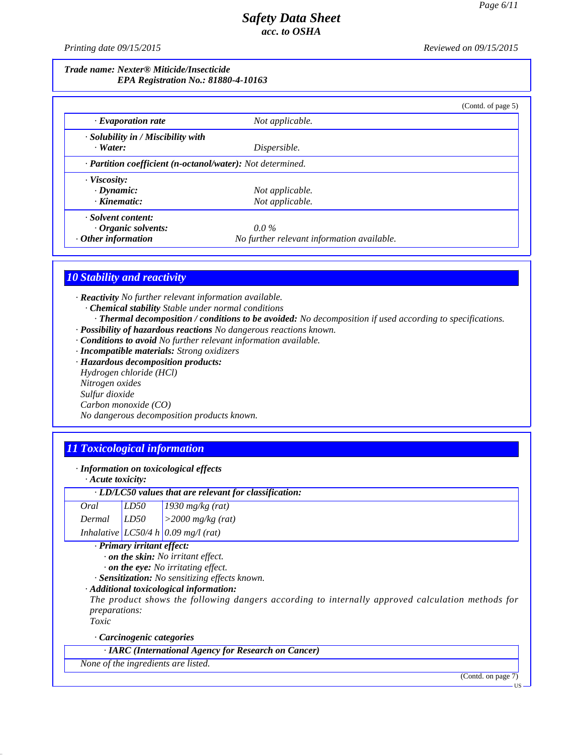**Trade name: Nexter® Miticide/Insecticide**
**EPA Registration No.: 81880-4-10163**

(Contd. of page 5)

| | |
|---|---|
| · **Evaporation rate** | Not applicable. |
| · **Solubility in / Miscibility with** | |
| · **Water:** | Dispersible. |
| · **Partition coefficient (n-octanol/water):** Not determined. | |
| · **Viscosity:** | |
| · **Dynamic:** | Not applicable. |
| · **Kinematic:** | Not applicable. |
| · **Solvent content:** | |
| · **Organic solvents:** | 0.0 % |
| · **Other information** | No further relevant information available. |

## 10 Stability and reactivity

· **Reactivity** No further relevant information available.
· **Chemical stability** Stable under normal conditions
· **Thermal decomposition / conditions to be avoided:** No decomposition if used according to specifications.
· **Possibility of hazardous reactions** No dangerous reactions known.
· **Conditions to avoid** No further relevant information available.
· **Incompatible materials:** Strong oxidizers
· **Hazardous decomposition products:**
Hydrogen chloride (HCl)
Nitrogen oxides
Sulfur dioxide
Carbon monoxide (CO)
No dangerous decomposition products known.

## 11 Toxicological information

· **Information on toxicological effects**
· **Acute toxicity:**

| · **LD/LC50 values that are relevant for classification:** | | |
|---|---|---|
| Oral | LD50 | 1930 mg/kg (rat) |
| Dermal | LD50 | >2000 mg/kg (rat) |
| Inhalative | LC50/4 h | 0.09 mg/l (rat) |

· **Primary irritant effect:**
· **on the skin:** No irritant effect.
· **on the eye:** No irritating effect.
· **Sensitization:** No sensitizing effects known.
· **Additional toxicological information:**
The product shows the following dangers according to internally approved calculation methods for preparations:
Toxic

· **Carcinogenic categories**

| · **IARC (International Agency for Research on Cancer)** |
|---|
| None of the ingredients are listed. |

(Contd. on page 7)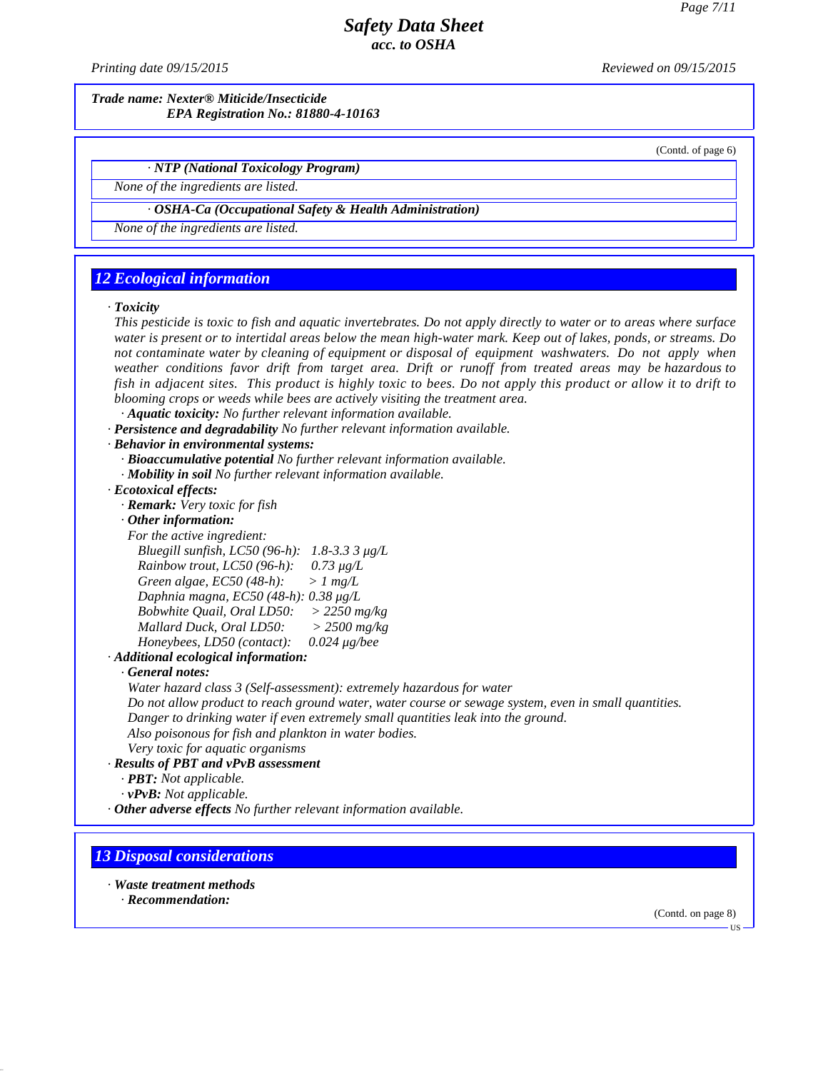*Trade name: Nexter® Miticide/Insecticide*
*EPA Registration No.: 81880-4-10163*

(Contd. of page 6)

· **NTP (National Toxicology Program)**

None of the ingredients are listed.

· **OSHA-Ca (Occupational Safety & Health Administration)**

None of the ingredients are listed.

## 12 Ecological information

· **Toxicity**

This pesticide is toxic to fish and aquatic invertebrates. Do not apply directly to water or to areas where surface water is present or to intertidal areas below the mean high-water mark. Keep out of lakes, ponds, or streams. Do not contaminate water by cleaning of equipment or disposal of equipment washwaters. Do not apply when weather conditions favor drift from target area. Drift or runoff from treated areas may be hazardous to fish in adjacent sites. This product is highly toxic to bees. Do not apply this product or allow it to drift to blooming crops or weeds while bees are actively visiting the treatment area.

· **Aquatic toxicity:** No further relevant information available.

· **Persistence and degradability** No further relevant information available.

· **Behavior in environmental systems:**

· **Bioaccumulative potential** No further relevant information available.

· **Mobility in soil** No further relevant information available.

· **Ecotoxical effects:**

· **Remark:** Very toxic for fish

· **Other information:**

For the active ingredient:

Bluegill sunfish, LC50 (96-h): 1.8-3.3 3 µg/L
Rainbow trout, LC50 (96-h): 0.73 µg/L
Green algae, EC50 (48-h): > 1 mg/L
Daphnia magna, EC50 (48-h): 0.38 µg/L
Bobwhite Quail, Oral LD50: > 2250 mg/kg
Mallard Duck, Oral LD50: > 2500 mg/kg
Honeybees, LD50 (contact): 0.024 µg/bee

· **Additional ecological information:**

· **General notes:**

Water hazard class 3 (Self-assessment): extremely hazardous for water
Do not allow product to reach ground water, water course or sewage system, even in small quantities.
Danger to drinking water if even extremely small quantities leak into the ground.
Also poisonous for fish and plankton in water bodies.
Very toxic for aquatic organisms

· **Results of PBT and vPvB assessment**

· **PBT:** Not applicable.

· **vPvB:** Not applicable.

· **Other adverse effects** No further relevant information available.

## 13 Disposal considerations

· **Waste treatment methods**

· **Recommendation:**

(Contd. on page 8)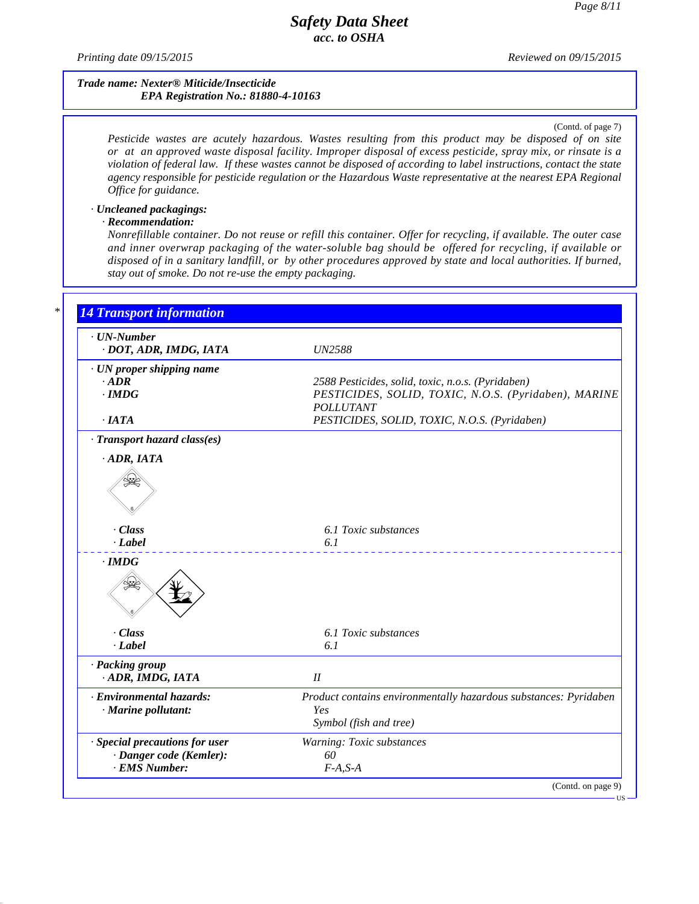Trade name: Nexter® Miticide/Insecticide
EPA Registration No.: 81880-4-10163

(Contd. of page 7)

*Pesticide wastes are acutely hazardous. Wastes resulting from this product may be disposed of on site or at an approved waste disposal facility. Improper disposal of excess pesticide, spray mix, or rinsate is a violation of federal law. If these wastes cannot be disposed of according to label instructions, contact the state agency responsible for pesticide regulation or the Hazardous Waste representative at the nearest EPA Regional Office for guidance.*

· **Uncleaned packagings:**

· **Recommendation:**

*Nonrefillable container. Do not reuse or refill this container. Offer for recycling, if available. The outer case and inner overwrap packaging of the water-soluble bag should be offered for recycling, if available or disposed of in a sanitary landfill, or by other procedures approved by state and local authorities. If burned, stay out of smoke. Do not re-use the empty packaging.*

## 14 Transport information

· **UN-Number**

| | |
|---|---|
| · DOT, ADR, IMDG, IATA | UN2588 |

· **UN proper shipping name**

| | |
|---|---|
| · ADR | 2588 Pesticides, solid, toxic, n.o.s. (Pyridaben) |
| · IMDG | PESTICIDES, SOLID, TOXIC, N.O.S. (Pyridaben), MARINE POLLUTANT |
| · IATA | PESTICIDES, SOLID, TOXIC, N.O.S. (Pyridaben) |

· **Transport hazard class(es)**

· **ADR, IATA**

| | |
|---|---|
| · Class | 6.1 Toxic substances |
| · Label | 6.1 |

· **IMDG**

| | |
|---|---|
| · Class | 6.1 Toxic substances |
| · Label | 6.1 |

· **Packing group**

| | |
|---|---|
| · ADR, IMDG, IATA | II |

| | |
|---|---|
| · Environmental hazards: | Product contains environmentally hazardous substances: Pyridaben |
| · Marine pollutant: | Yes<br>Symbol (fish and tree) |

| | |
|---|---|
| · Special precautions for user | Warning: Toxic substances |
| · Danger code (Kemler): | 60 |
| · EMS Number: | F-A,S-A |

(Contd. on page 9)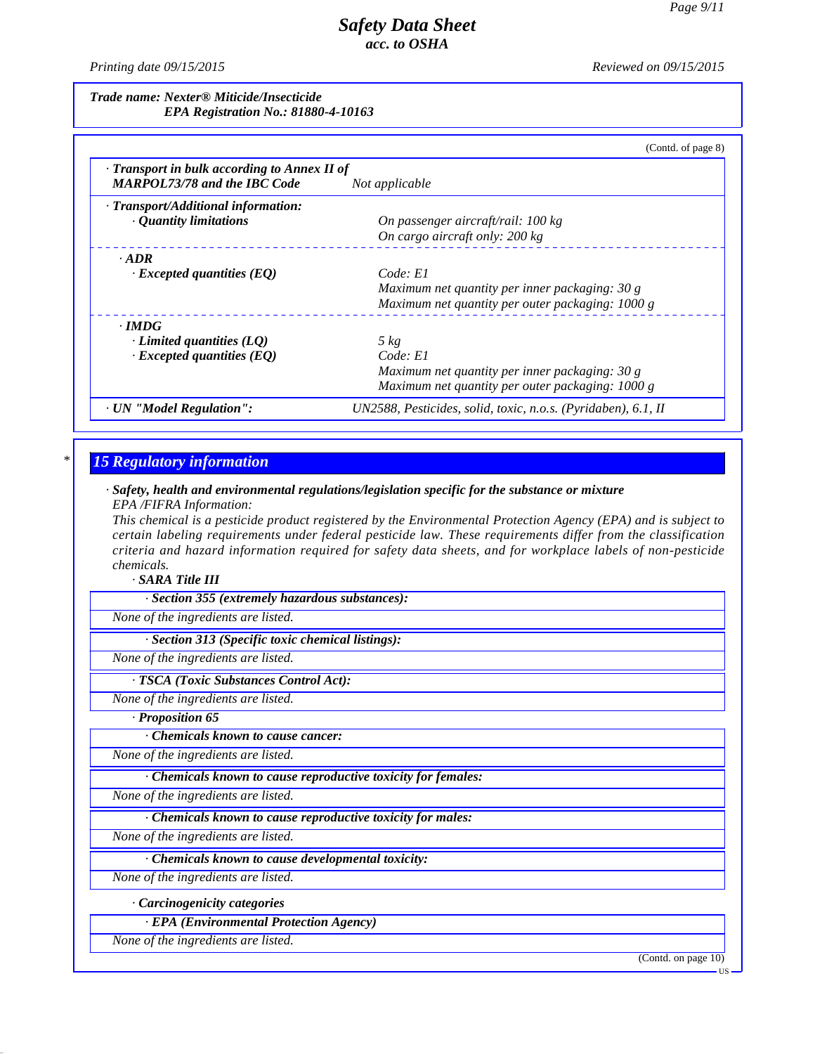*Trade name: Nexter® Miticide/Insecticide*
*EPA Registration No.: 81880-4-10163*

(Contd. of page 8)

| | |
|---|---|
| · **Transport in bulk according to Annex II of MARPOL73/78 and the IBC Code** | Not applicable |
| · **Transport/Additional information:** | |
| · **Quantity limitations** | On passenger aircraft/rail: 100 kg<br>On cargo aircraft only: 200 kg |
| · **ADR** | |
| · **Excepted quantities (EQ)** | Code: E1<br>Maximum net quantity per inner packaging: 30 g<br>Maximum net quantity per outer packaging: 1000 g |
| · **IMDG** | |
| · **Limited quantities (LQ)** | 5 kg |
| · **Excepted quantities (EQ)** | Code: E1<br>Maximum net quantity per inner packaging: 30 g<br>Maximum net quantity per outer packaging: 1000 g |
| · **UN "Model Regulation":** | UN2588, Pesticides, solid, toxic, n.o.s. (Pyridaben), 6.1, II |

## 15 Regulatory information

· **Safety, health and environmental regulations/legislation specific for the substance or mixture**

EPA /FIFRA Information:

This chemical is a pesticide product registered by the Environmental Protection Agency (EPA) and is subject to certain labeling requirements under federal pesticide law. These requirements differ from the classification criteria and hazard information required for safety data sheets, and for workplace labels of non-pesticide chemicals.

· **SARA Title III**

· **Section 355 (extremely hazardous substances):**

None of the ingredients are listed.

· **Section 313 (Specific toxic chemical listings):**

None of the ingredients are listed.

· **TSCA (Toxic Substances Control Act):**

None of the ingredients are listed.

· **Proposition 65**

· **Chemicals known to cause cancer:**

None of the ingredients are listed.

· **Chemicals known to cause reproductive toxicity for females:**

None of the ingredients are listed.

· **Chemicals known to cause reproductive toxicity for males:**

None of the ingredients are listed.

· **Chemicals known to cause developmental toxicity:**

None of the ingredients are listed.

· **Carcinogenicity categories**

· **EPA (Environmental Protection Agency)**

None of the ingredients are listed.

(Contd. on page 10)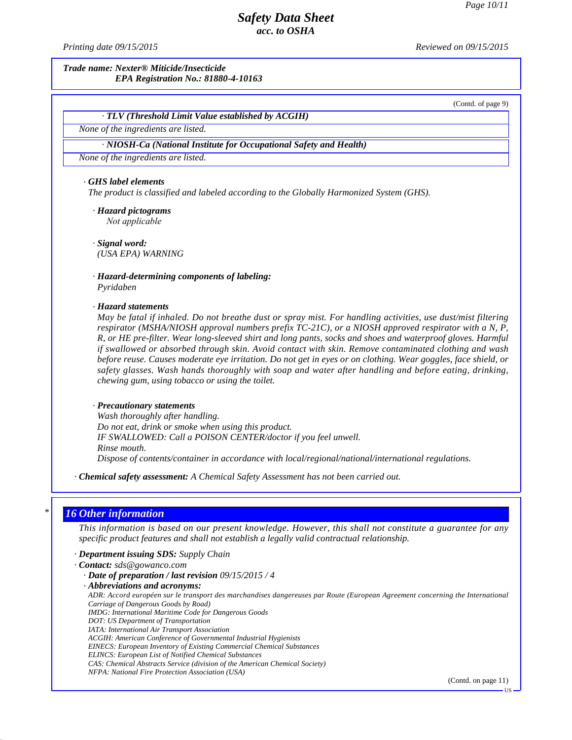**Trade name: Nexter® Miticide/Insecticide**
**EPA Registration No.: 81880-4-10163**

(Contd. of page 9)

| · TLV (Threshold Limit Value established by ACGIH) |
| --- |
| None of the ingredients are listed. |

| · NIOSH-Ca (National Institute for Occupational Safety and Health) |
| --- |
| None of the ingredients are listed. |

· **GHS label elements**
The product is classified and labeled according to the Globally Harmonized System (GHS).

· **Hazard pictograms**
Not applicable

· **Signal word:**
(USA EPA) WARNING

· **Hazard-determining components of labeling:**
Pyridaben

· **Hazard statements**
May be fatal if inhaled. Do not breathe dust or spray mist. For handling activities, use dust/mist filtering respirator (MSHA/NIOSH approval numbers prefix TC-21C), or a NIOSH approved respirator with a N, P, R, or HE pre-filter. Wear long-sleeved shirt and long pants, socks and shoes and waterproof gloves. Harmful if swallowed or absorbed through skin. Avoid contact with skin. Remove contaminated clothing and wash before reuse. Causes moderate eye irritation. Do not get in eyes or on clothing. Wear goggles, face shield, or safety glasses. Wash hands thoroughly with soap and water after handling and before eating, drinking, chewing gum, using tobacco or using the toilet.

· **Precautionary statements**
Wash thoroughly after handling.
Do not eat, drink or smoke when using this product.
IF SWALLOWED: Call a POISON CENTER/doctor if you feel unwell.
Rinse mouth.
Dispose of contents/container in accordance with local/regional/national/international regulations.

· **Chemical safety assessment:** A Chemical Safety Assessment has not been carried out.

## * 16 Other information

This information is based on our present knowledge. However, this shall not constitute a guarantee for any specific product features and shall not establish a legally valid contractual relationship.

· **Department issuing SDS:** Supply Chain
· **Contact:** sds@gowanco.com
· **Date of preparation / last revision** 09/15/2015 / 4
· **Abbreviations and acronyms:**
ADR: Accord européen sur le transport des marchandises dangereuses par Route (European Agreement concerning the International Carriage of Dangerous Goods by Road)
IMDG: International Maritime Code for Dangerous Goods
DOT: US Department of Transportation
IATA: International Air Transport Association
ACGIH: American Conference of Governmental Industrial Hygienists
EINECS: European Inventory of Existing Commercial Chemical Substances
ELINCS: European List of Notified Chemical Substances
CAS: Chemical Abstracts Service (division of the American Chemical Society)
NFPA: National Fire Protection Association (USA)

(Contd. on page 11)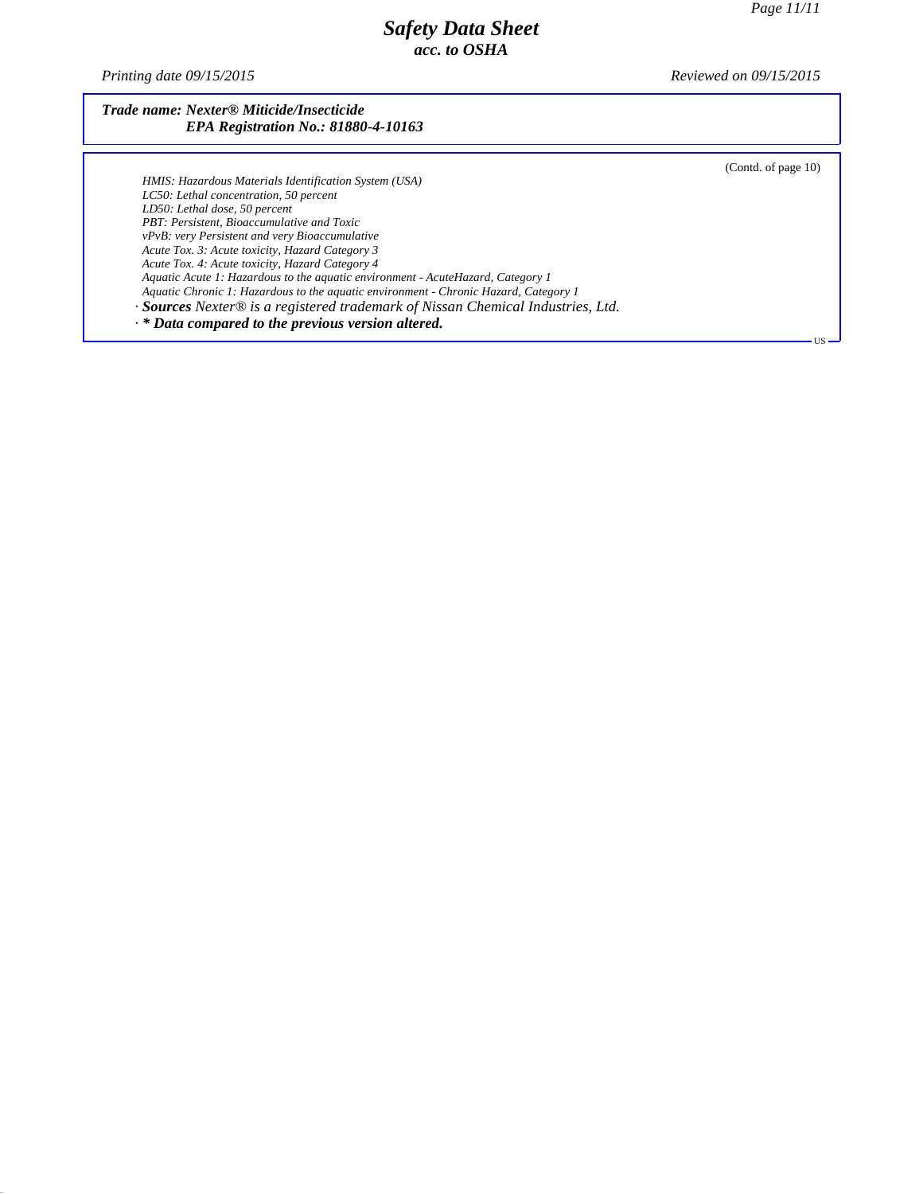Trade name: Nexter® Miticide/Insecticide
EPA Registration No.: 81880-4-10163

(Contd. of page 10)

HMIS: Hazardous Materials Identification System (USA)
LC50: Lethal concentration, 50 percent
LD50: Lethal dose, 50 percent
PBT: Persistent, Bioaccumulative and Toxic
vPvB: very Persistent and very Bioaccumulative
Acute Tox. 3: Acute toxicity, Hazard Category 3
Acute Tox. 4: Acute toxicity, Hazard Category 4
Aquatic Acute 1: Hazardous to the aquatic environment - AcuteHazard, Category 1
Aquatic Chronic 1: Hazardous to the aquatic environment - Chronic Hazard, Category 1

· **Sources** Nexter® is a registered trademark of Nissan Chemical Industries, Ltd.

· **\* Data compared to the previous version altered.**

US